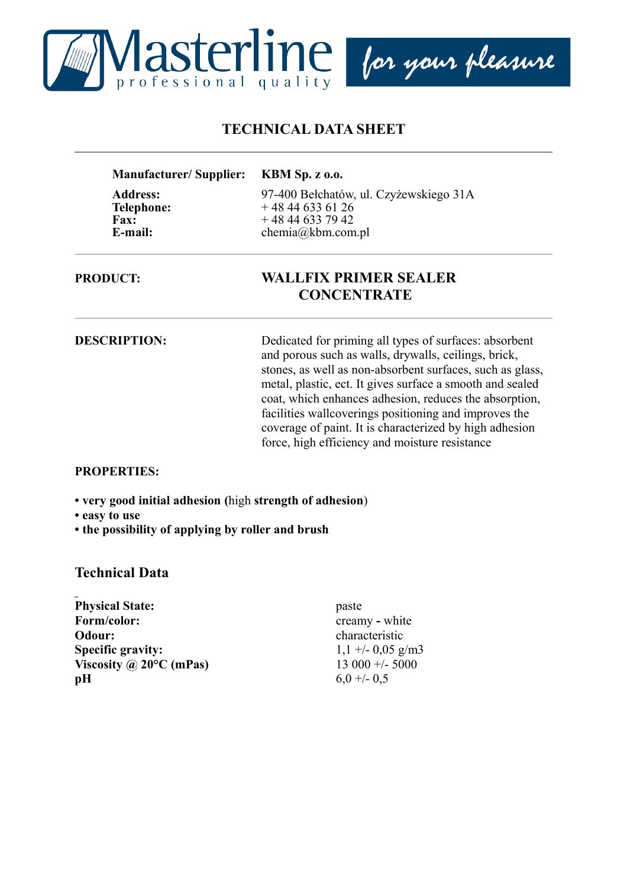Masterline professional quality — for your pleasure

# TECHNICAL DATA SHEET

| | |
|---|---|
| **Manufacturer/ Supplier:** | **KBM Sp. z o.o.** |
| **Address:** | 97-400 Bełchatów, ul. Czyżewskiego 31A |
| **Telephone:** | + 48 44 633 61 26 |
| **Fax:** | + 48 44 633 79 42 |
| **E-mail:** | chemia@kbm.com.pl |

**PRODUCT:** **WALLFIX PRIMER SEALER CONCENTRATE**

**DESCRIPTION:** Dedicated for priming all types of surfaces: absorbent and porous such as walls, drywalls, ceilings, brick, stones, as well as non-absorbent surfaces, such as glass, metal, plastic, ect. It gives surface a smooth and sealed coat, which enhances adhesion, reduces the absorption, facilities wallcoverings positioning and improves the coverage of paint. It is characterized by high adhesion force, high efficiency and moisture resistance

**PROPERTIES:**

- **very good initial adhesion (**high **strength of adhesion**)
- **easy to use**
- **the possibility of applying by roller and brush**

## Technical Data

| | |
|---|---|
| **Physical State:** | paste |
| **Form/color:** | creamy **-** white |
| **Odour:** | characteristic |
| **Specific gravity:** | 1,1 +/- 0,05 g/m3 |
| **Viscosity @ 20°C (mPas)** | 13 000 +/- 5000 |
| **pH** | 6,0 +/- 0,5 |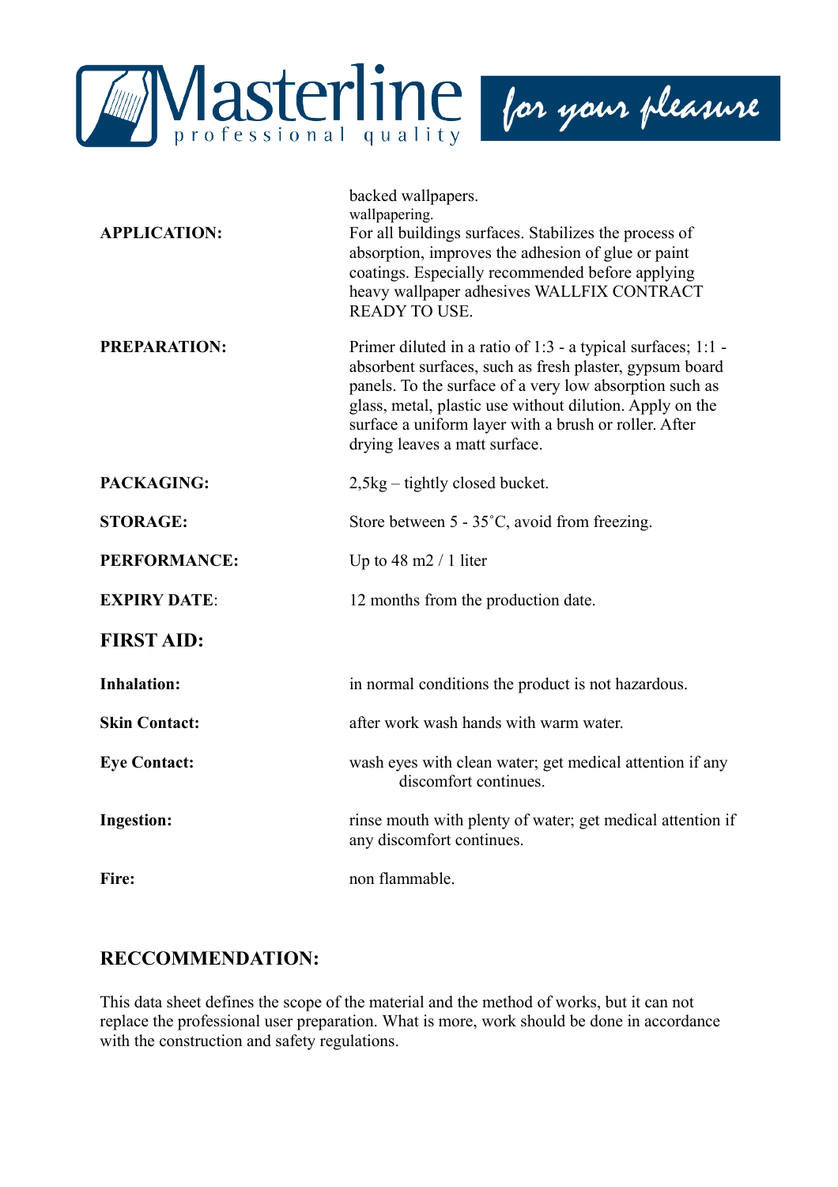| | |
|---|---|
| **APPLICATION:** | backed wallpapers.<br>wallpapering.<br>For all buildings surfaces. Stabilizes the process of absorption, improves the adhesion of glue or paint coatings. Especially recommended before applying heavy wallpaper adhesives WALLFIX CONTRACT READY TO USE. |
| **PREPARATION:** | Primer diluted in a ratio of 1:3 - a typical surfaces; 1:1 - absorbent surfaces, such as fresh plaster, gypsum board panels. To the surface of a very low absorption such as glass, metal, plastic use without dilution. Apply on the surface a uniform layer with a brush or roller. After drying leaves a matt surface. |
| **PACKAGING:** | 2,5kg – tightly closed bucket. |
| **STORAGE:** | Store between 5 - 35˚C, avoid from freezing. |
| **PERFORMANCE:** | Up to 48 m2 / 1 liter |
| **EXPIRY DATE**: | 12 months from the production date. |

## FIRST AID:

| | |
|---|---|
| **Inhalation:** | in normal conditions the product is not hazardous. |
| **Skin Contact:** | after work wash hands with warm water. |
| **Eye Contact:** | wash eyes with clean water; get medical attention if any discomfort continues. |
| **Ingestion:** | rinse mouth with plenty of water; get medical attention if any discomfort continues. |
| **Fire:** | non flammable. |

## RECCOMMENDATION:

This data sheet defines the scope of the material and the method of works, but it can not replace the professional user preparation. What is more, work should be done in accordance with the construction and safety regulations.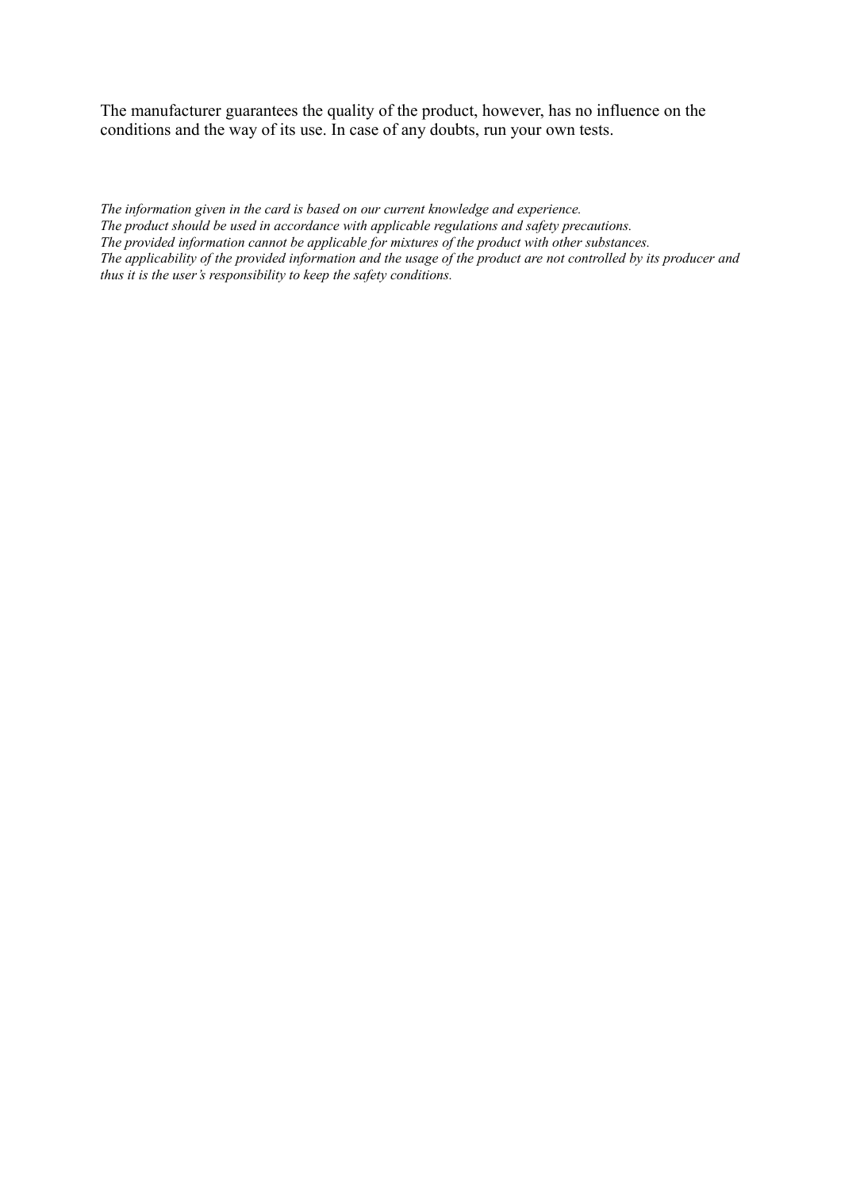The manufacturer guarantees the quality of the product, however, has no influence on the conditions and the way of its use. In case of any doubts, run your own tests.

*The information given in the card is based on our current knowledge and experience.*
*The product should be used in accordance with applicable regulations and safety precautions.*
*The provided information cannot be applicable for mixtures of the product with other substances.*
*The applicability of the provided information and the usage of the product are not controlled by its producer and thus it is the user's responsibility to keep the safety conditions.*